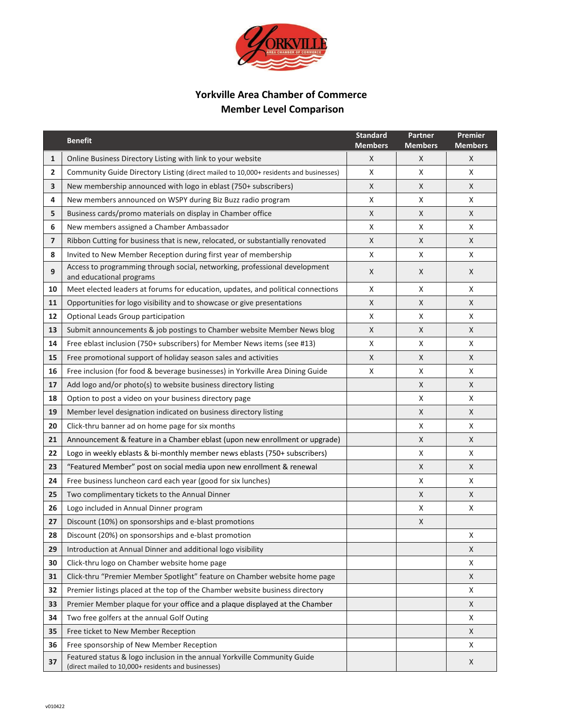# Yorkville Area Chamber of Commerce
## Member Level Comparison

| | Benefit | Standard Members | Partner Members | Premier Members |
|---|---|---|---|---|
| 1 | Online Business Directory Listing with link to your website | X | X | X |
| 2 | Community Guide Directory Listing (direct mailed to 10,000+ residents and businesses) | X | X | X |
| 3 | New membership announced with logo in eblast (750+ subscribers) | X | X | X |
| 4 | New members announced on WSPY during Biz Buzz radio program | X | X | X |
| 5 | Business cards/promo materials on display in Chamber office | X | X | X |
| 6 | New members assigned a Chamber Ambassador | X | X | X |
| 7 | Ribbon Cutting for business that is new, relocated, or substantially renovated | X | X | X |
| 8 | Invited to New Member Reception during first year of membership | X | X | X |
| 9 | Access to programming through social, networking, professional development and educational programs | X | X | X |
| 10 | Meet elected leaders at forums for education, updates, and political connections | X | X | X |
| 11 | Opportunities for logo visibility and to showcase or give presentations | X | X | X |
| 12 | Optional Leads Group participation | X | X | X |
| 13 | Submit announcements & job postings to Chamber website Member News blog | X | X | X |
| 14 | Free eblast inclusion (750+ subscribers) for Member News items (see #13) | X | X | X |
| 15 | Free promotional support of holiday season sales and activities | X | X | X |
| 16 | Free inclusion (for food & beverage businesses) in Yorkville Area Dining Guide | X | X | X |
| 17 | Add logo and/or photo(s) to website business directory listing | | X | X |
| 18 | Option to post a video on your business directory page | | X | X |
| 19 | Member level designation indicated on business directory listing | | X | X |
| 20 | Click-thru banner ad on home page for six months | | X | X |
| 21 | Announcement & feature in a Chamber eblast (upon new enrollment or upgrade) | | X | X |
| 22 | Logo in weekly eblasts & bi-monthly member news eblasts (750+ subscribers) | | X | X |
| 23 | "Featured Member" post on social media upon new enrollment & renewal | | X | X |
| 24 | Free business luncheon card each year (good for six lunches) | | X | X |
| 25 | Two complimentary tickets to the Annual Dinner | | X | X |
| 26 | Logo included in Annual Dinner program | | X | X |
| 27 | Discount (10%) on sponsorships and e-blast promotions | | X | |
| 28 | Discount (20%) on sponsorships and e-blast promotion | | | X |
| 29 | Introduction at Annual Dinner and additional logo visibility | | | X |
| 30 | Click-thru logo on Chamber website home page | | | X |
| 31 | Click-thru "Premier Member Spotlight" feature on Chamber website home page | | | X |
| 32 | Premier listings placed at the top of the Chamber website business directory | | | X |
| 33 | Premier Member plaque for your office and a plaque displayed at the Chamber | | | X |
| 34 | Two free golfers at the annual Golf Outing | | | X |
| 35 | Free ticket to New Member Reception | | | X |
| 36 | Free sponsorship of New Member Reception | | | X |
| 37 | Featured status & logo inclusion in the annual Yorkville Community Guide (direct mailed to 10,000+ residents and businesses) | | | X |

v010422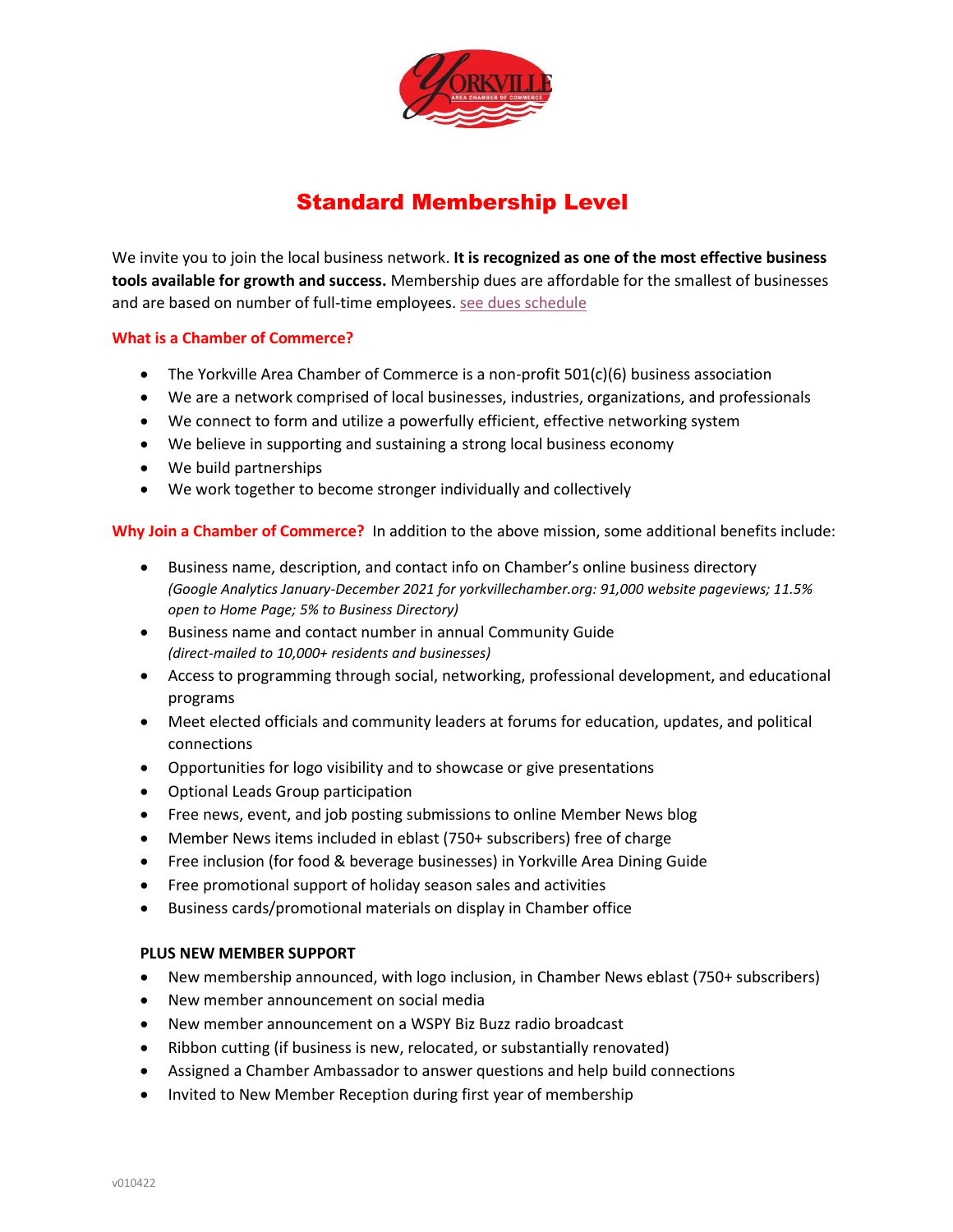# Standard Membership Level

We invite you to join the local business network. **It is recognized as one of the most effective business tools available for growth and success.** Membership dues are affordable for the smallest of businesses and are based on number of full-time employees. see dues schedule

## What is a Chamber of Commerce?

- The Yorkville Area Chamber of Commerce is a non-profit 501(c)(6) business association
- We are a network comprised of local businesses, industries, organizations, and professionals
- We connect to form and utilize a powerfully efficient, effective networking system
- We believe in supporting and sustaining a strong local business economy
- We build partnerships
- We work together to become stronger individually and collectively

**Why Join a Chamber of Commerce?** In addition to the above mission, some additional benefits include:

- Business name, description, and contact info on Chamber's online business directory *(Google Analytics January-December 2021 for yorkvillechamber.org: 91,000 website pageviews; 11.5% open to Home Page; 5% to Business Directory)*
- Business name and contact number in annual Community Guide *(direct-mailed to 10,000+ residents and businesses)*
- Access to programming through social, networking, professional development, and educational programs
- Meet elected officials and community leaders at forums for education, updates, and political connections
- Opportunities for logo visibility and to showcase or give presentations
- Optional Leads Group participation
- Free news, event, and job posting submissions to online Member News blog
- Member News items included in eblast (750+ subscribers) free of charge
- Free inclusion (for food & beverage businesses) in Yorkville Area Dining Guide
- Free promotional support of holiday season sales and activities
- Business cards/promotional materials on display in Chamber office

### PLUS NEW MEMBER SUPPORT

- New membership announced, with logo inclusion, in Chamber News eblast (750+ subscribers)
- New member announcement on social media
- New member announcement on a WSPY Biz Buzz radio broadcast
- Ribbon cutting (if business is new, relocated, or substantially renovated)
- Assigned a Chamber Ambassador to answer questions and help build connections
- Invited to New Member Reception during first year of membership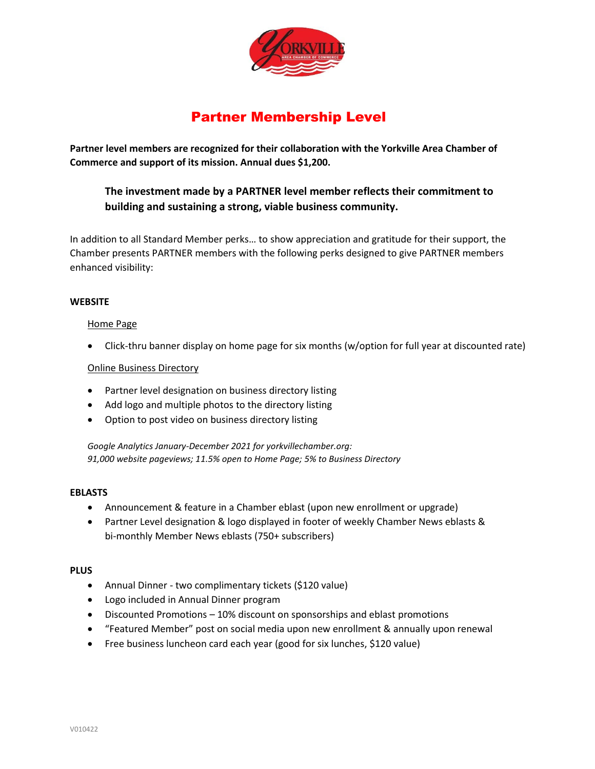# Partner Membership Level

**Partner level members are recognized for their collaboration with the Yorkville Area Chamber of Commerce and support of its mission. Annual dues $1,200.**

> **The investment made by a PARTNER level member reflects their commitment to building and sustaining a strong, viable business community.**

In addition to all Standard Member perks… to show appreciation and gratitude for their support, the Chamber presents PARTNER members with the following perks designed to give PARTNER members enhanced visibility:

**WEBSITE**

<u>Home Page</u>

- Click-thru banner display on home page for six months (w/option for full year at discounted rate)

<u>Online Business Directory</u>

- Partner level designation on business directory listing
- Add logo and multiple photos to the directory listing
- Option to post video on business directory listing

*Google Analytics January-December 2021 for yorkvillechamber.org:*
*91,000 website pageviews; 11.5% open to Home Page; 5% to Business Directory*

**EBLASTS**

- Announcement & feature in a Chamber eblast (upon new enrollment or upgrade)
- Partner Level designation & logo displayed in footer of weekly Chamber News eblasts & bi-monthly Member News eblasts (750+ subscribers)

**PLUS**

- Annual Dinner - two complimentary tickets ($120 value)
- Logo included in Annual Dinner program
- Discounted Promotions – 10% discount on sponsorships and eblast promotions
- "Featured Member" post on social media upon new enrollment & annually upon renewal
- Free business luncheon card each year (good for six lunches, $120 value)

V010422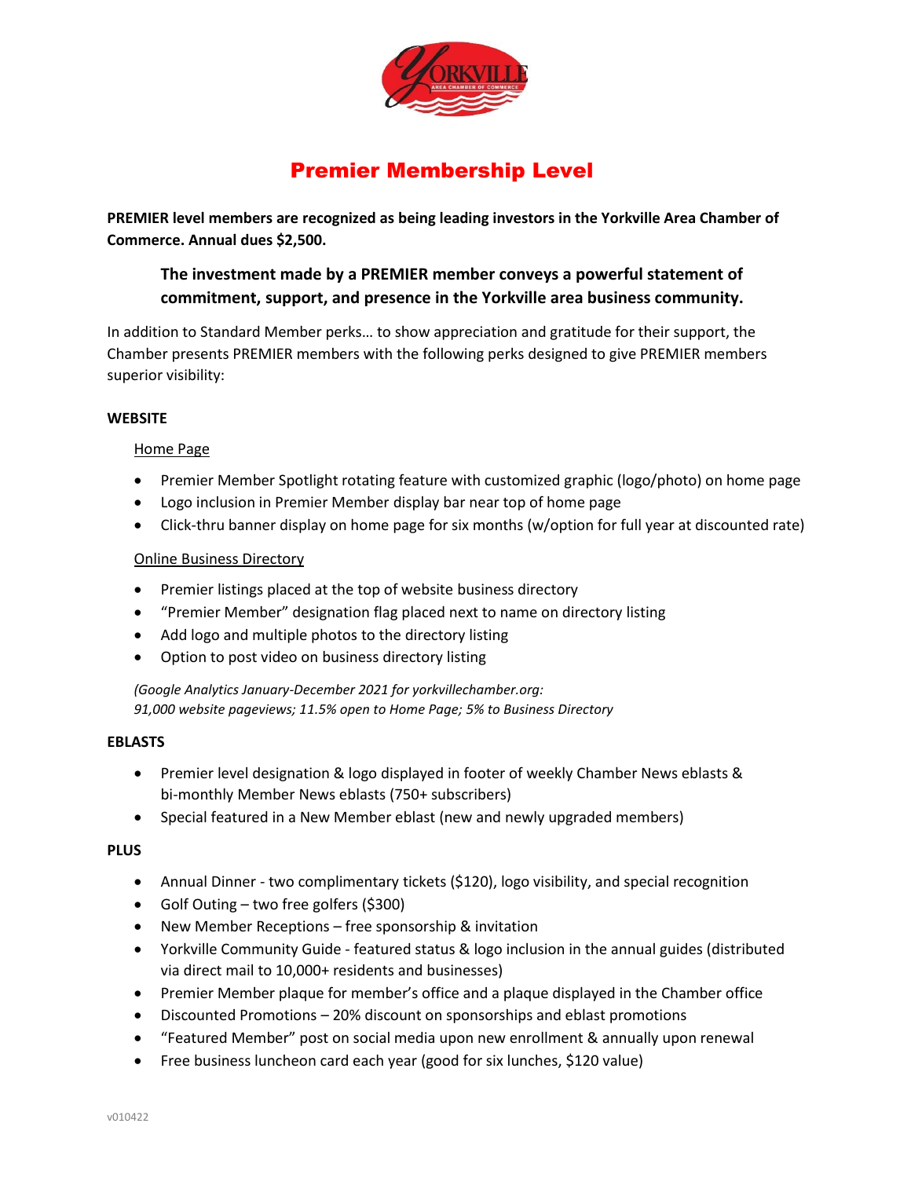# Premier Membership Level

**PREMIER level members are recognized as being leading investors in the Yorkville Area Chamber of Commerce. Annual dues $2,500.**

**The investment made by a PREMIER member conveys a powerful statement of commitment, support, and presence in the Yorkville area business community.**

In addition to Standard Member perks… to show appreciation and gratitude for their support, the Chamber presents PREMIER members with the following perks designed to give PREMIER members superior visibility:

**WEBSITE**

Home Page

- Premier Member Spotlight rotating feature with customized graphic (logo/photo) on home page
- Logo inclusion in Premier Member display bar near top of home page
- Click-thru banner display on home page for six months (w/option for full year at discounted rate)

Online Business Directory

- Premier listings placed at the top of website business directory
- "Premier Member" designation flag placed next to name on directory listing
- Add logo and multiple photos to the directory listing
- Option to post video on business directory listing

*(Google Analytics January-December 2021 for yorkvillechamber.org:*
*91,000 website pageviews; 11.5% open to Home Page; 5% to Business Directory*

**EBLASTS**

- Premier level designation & logo displayed in footer of weekly Chamber News eblasts & bi-monthly Member News eblasts (750+ subscribers)
- Special featured in a New Member eblast (new and newly upgraded members)

**PLUS**

- Annual Dinner - two complimentary tickets ($120), logo visibility, and special recognition
- Golf Outing – two free golfers ($300)
- New Member Receptions – free sponsorship & invitation
- Yorkville Community Guide - featured status & logo inclusion in the annual guides (distributed via direct mail to 10,000+ residents and businesses)
- Premier Member plaque for member's office and a plaque displayed in the Chamber office
- Discounted Promotions – 20% discount on sponsorships and eblast promotions
- "Featured Member" post on social media upon new enrollment & annually upon renewal
- Free business luncheon card each year (good for six lunches, $120 value)

v010422